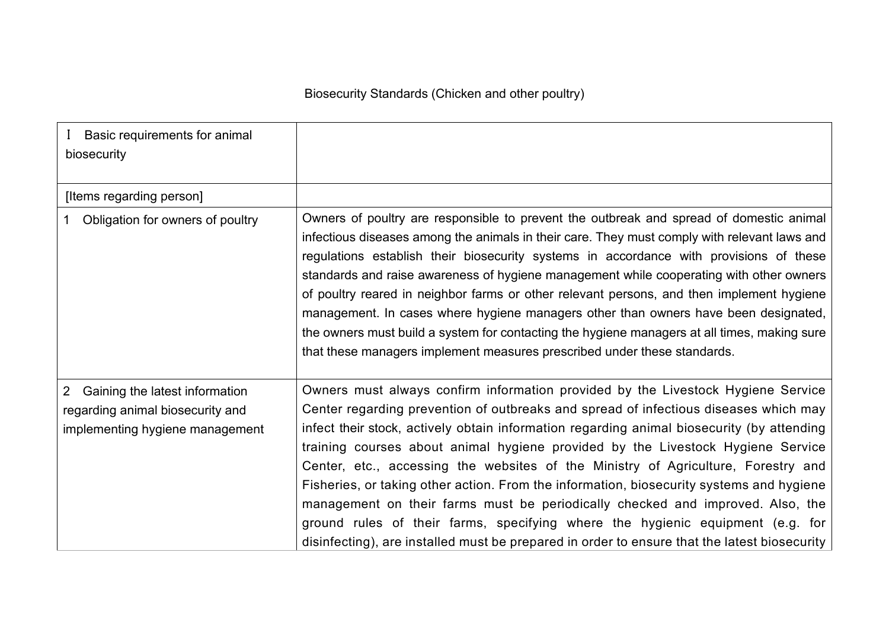Biosecurity Standards (Chicken and other poultry)

| Ⅰ Basic requirements for animal biosecurity | |
|---|---|
| [Items regarding person] | |
| 1 Obligation for owners of poultry | Owners of poultry are responsible to prevent the outbreak and spread of domestic animal infectious diseases among the animals in their care. They must comply with relevant laws and regulations establish their biosecurity systems in accordance with provisions of these standards and raise awareness of hygiene management while cooperating with other owners of poultry reared in neighbor farms or other relevant persons, and then implement hygiene management. In cases where hygiene managers other than owners have been designated, the owners must build a system for contacting the hygiene managers at all times, making sure that these managers implement measures prescribed under these standards. |
| 2 Gaining the latest information regarding animal biosecurity and implementing hygiene management | Owners must always confirm information provided by the Livestock Hygiene Service Center regarding prevention of outbreaks and spread of infectious diseases which may infect their stock, actively obtain information regarding animal biosecurity (by attending training courses about animal hygiene provided by the Livestock Hygiene Service Center, etc., accessing the websites of the Ministry of Agriculture, Forestry and Fisheries, or taking other action. From the information, biosecurity systems and hygiene management on their farms must be periodically checked and improved. Also, the ground rules of their farms, specifying where the hygienic equipment (e.g. for disinfecting), are installed must be prepared in order to ensure that the latest biosecurity |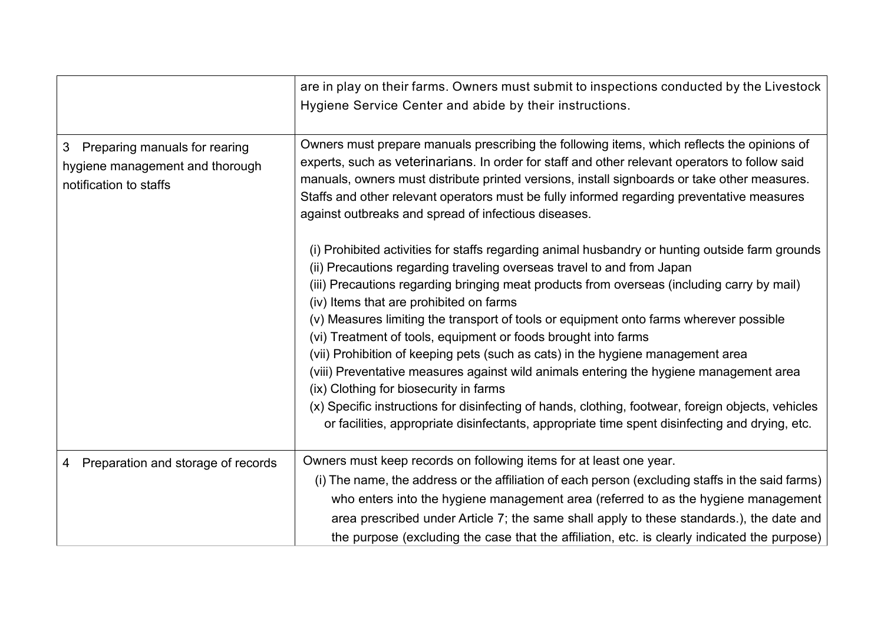|  |  |
|---|---|
|  | are in play on their farms. Owners must submit to inspections conducted by the Livestock Hygiene Service Center and abide by their instructions. |
| 3 Preparing manuals for rearing hygiene management and thorough notification to staffs | Owners must prepare manuals prescribing the following items, which reflects the opinions of experts, such as veterinarians. In order for staff and other relevant operators to follow said manuals, owners must distribute printed versions, install signboards or take other measures. Staffs and other relevant operators must be fully informed regarding preventative measures against outbreaks and spread of infectious diseases.<br><br>(i) Prohibited activities for staffs regarding animal husbandry or hunting outside farm grounds<br>(ii) Precautions regarding traveling overseas travel to and from Japan<br>(iii) Precautions regarding bringing meat products from overseas (including carry by mail)<br>(iv) Items that are prohibited on farms<br>(v) Measures limiting the transport of tools or equipment onto farms wherever possible<br>(vi) Treatment of tools, equipment or foods brought into farms<br>(vii) Prohibition of keeping pets (such as cats) in the hygiene management area<br>(viii) Preventative measures against wild animals entering the hygiene management area<br>(ix) Clothing for biosecurity in farms<br>(x) Specific instructions for disinfecting of hands, clothing, footwear, foreign objects, vehicles or facilities, appropriate disinfectants, appropriate time spent disinfecting and drying, etc. |
| 4 Preparation and storage of records | Owners must keep records on following items for at least one year.<br>(i) The name, the address or the affiliation of each person (excluding staffs in the said farms) who enters into the hygiene management area (referred to as the hygiene management area prescribed under Article 7; the same shall apply to these standards.), the date and the purpose (excluding the case that the affiliation, etc. is clearly indicated the purpose) |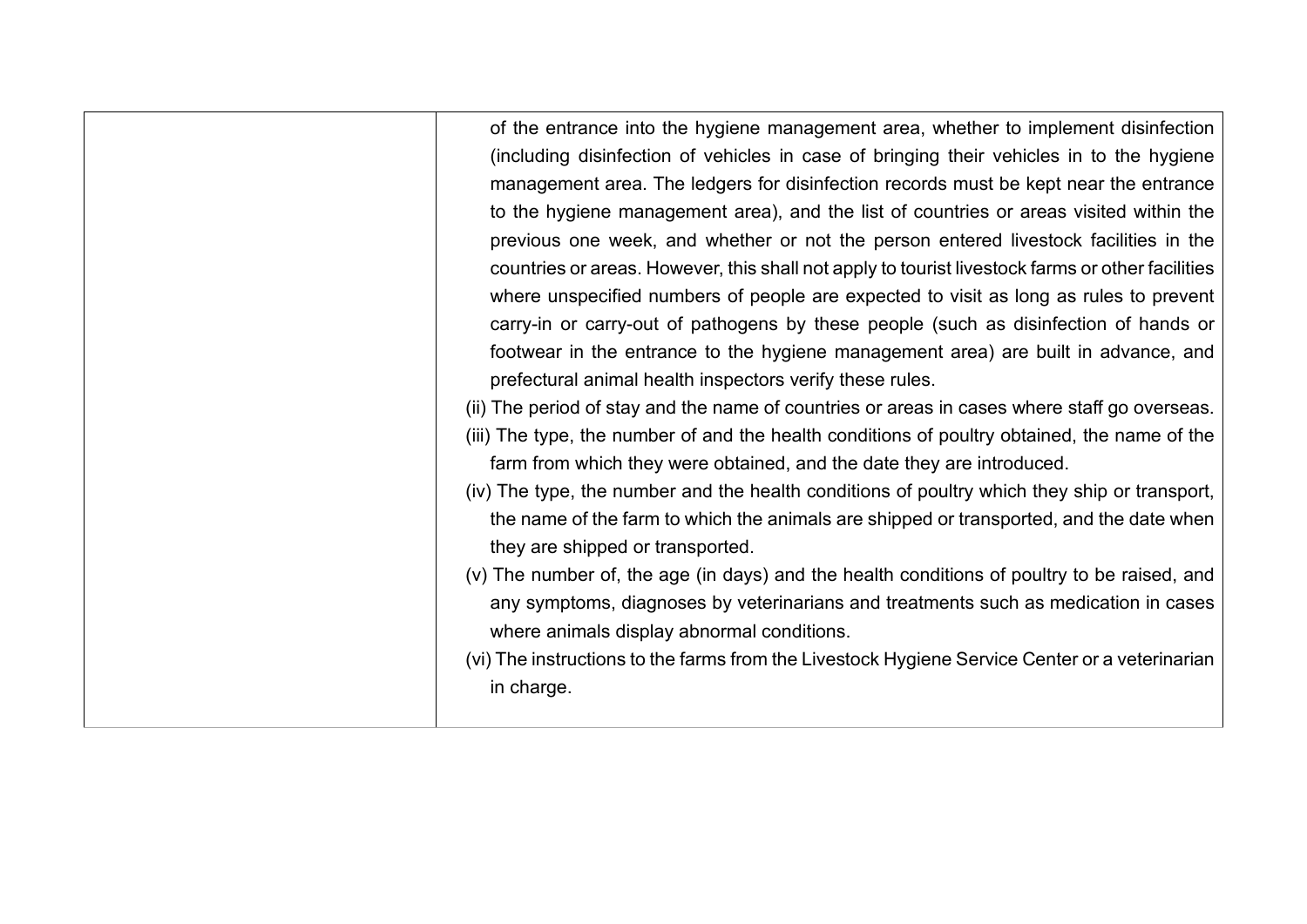| | |
|---|---|
| | of the entrance into the hygiene management area, whether to implement disinfection (including disinfection of vehicles in case of bringing their vehicles in to the hygiene management area. The ledgers for disinfection records must be kept near the entrance to the hygiene management area), and the list of countries or areas visited within the previous one week, and whether or not the person entered livestock facilities in the countries or areas. However, this shall not apply to tourist livestock farms or other facilities where unspecified numbers of people are expected to visit as long as rules to prevent carry-in or carry-out of pathogens by these people (such as disinfection of hands or footwear in the entrance to the hygiene management area) are built in advance, and prefectural animal health inspectors verify these rules.<br>(ii) The period of stay and the name of countries or areas in cases where staff go overseas.<br>(iii) The type, the number of and the health conditions of poultry obtained, the name of the farm from which they were obtained, and the date they are introduced.<br>(iv) The type, the number and the health conditions of poultry which they ship or transport, the name of the farm to which the animals are shipped or transported, and the date when they are shipped or transported.<br>(v) The number of, the age (in days) and the health conditions of poultry to be raised, and any symptoms, diagnoses by veterinarians and treatments such as medication in cases where animals display abnormal conditions.<br>(vi) The instructions to the farms from the Livestock Hygiene Service Center or a veterinarian in charge. |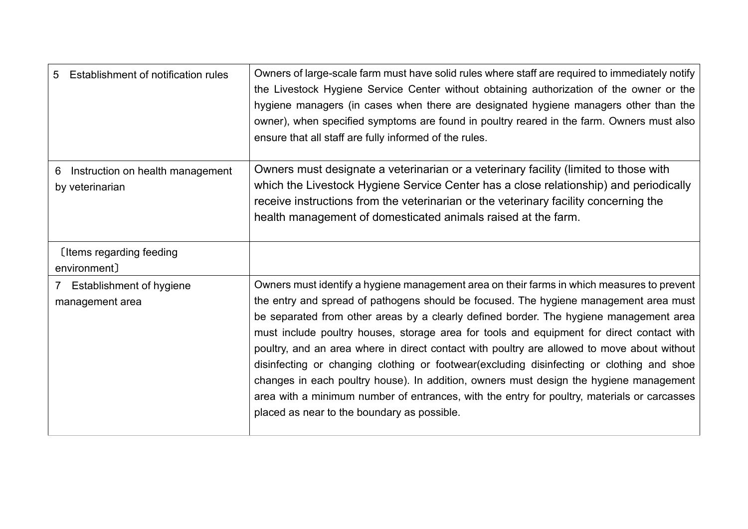| | |
|---|---|
| 5 Establishment of notification rules | Owners of large-scale farm must have solid rules where staff are required to immediately notify the Livestock Hygiene Service Center without obtaining authorization of the owner or the hygiene managers (in cases when there are designated hygiene managers other than the owner), when specified symptoms are found in poultry reared in the farm. Owners must also ensure that all staff are fully informed of the rules. |
| 6 Instruction on health management by veterinarian | Owners must designate a veterinarian or a veterinary facility (limited to those with which the Livestock Hygiene Service Center has a close relationship) and periodically receive instructions from the veterinarian or the veterinary facility concerning the health management of domesticated animals raised at the farm. |
| 〔Items regarding feeding environment〕 | |
| 7 Establishment of hygiene management area | Owners must identify a hygiene management area on their farms in which measures to prevent the entry and spread of pathogens should be focused. The hygiene management area must be separated from other areas by a clearly defined border. The hygiene management area must include poultry houses, storage area for tools and equipment for direct contact with poultry, and an area where in direct contact with poultry are allowed to move about without disinfecting or changing clothing or footwear(excluding disinfecting or clothing and shoe changes in each poultry house). In addition, owners must design the hygiene management area with a minimum number of entrances, with the entry for poultry, materials or carcasses placed as near to the boundary as possible. |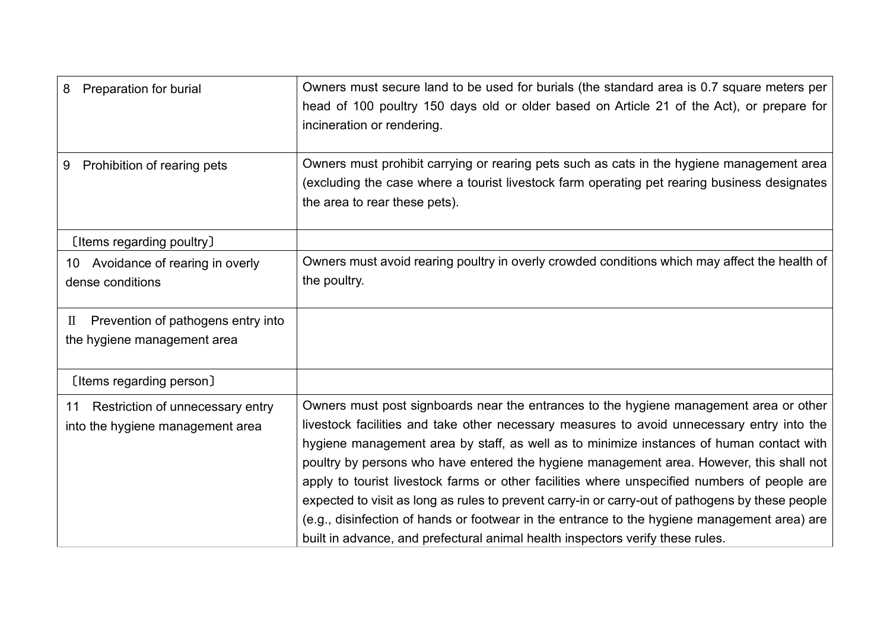| | |
|---|---|
| 8 Preparation for burial | Owners must secure land to be used for burials (the standard area is 0.7 square meters per head of 100 poultry 150 days old or older based on Article 21 of the Act), or prepare for incineration or rendering. |
| 9 Prohibition of rearing pets | Owners must prohibit carrying or rearing pets such as cats in the hygiene management area (excluding the case where a tourist livestock farm operating pet rearing business designates the area to rear these pets). |
| 〔Items regarding poultry〕 | |
| 10 Avoidance of rearing in overly dense conditions | Owners must avoid rearing poultry in overly crowded conditions which may affect the health of the poultry. |
| Ⅱ Prevention of pathogens entry into the hygiene management area | |
| 〔Items regarding person〕 | |
| 11 Restriction of unnecessary entry into the hygiene management area | Owners must post signboards near the entrances to the hygiene management area or other livestock facilities and take other necessary measures to avoid unnecessary entry into the hygiene management area by staff, as well as to minimize instances of human contact with poultry by persons who have entered the hygiene management area. However, this shall not apply to tourist livestock farms or other facilities where unspecified numbers of people are expected to visit as long as rules to prevent carry-in or carry-out of pathogens by these people (e.g., disinfection of hands or footwear in the entrance to the hygiene management area) are built in advance, and prefectural animal health inspectors verify these rules. |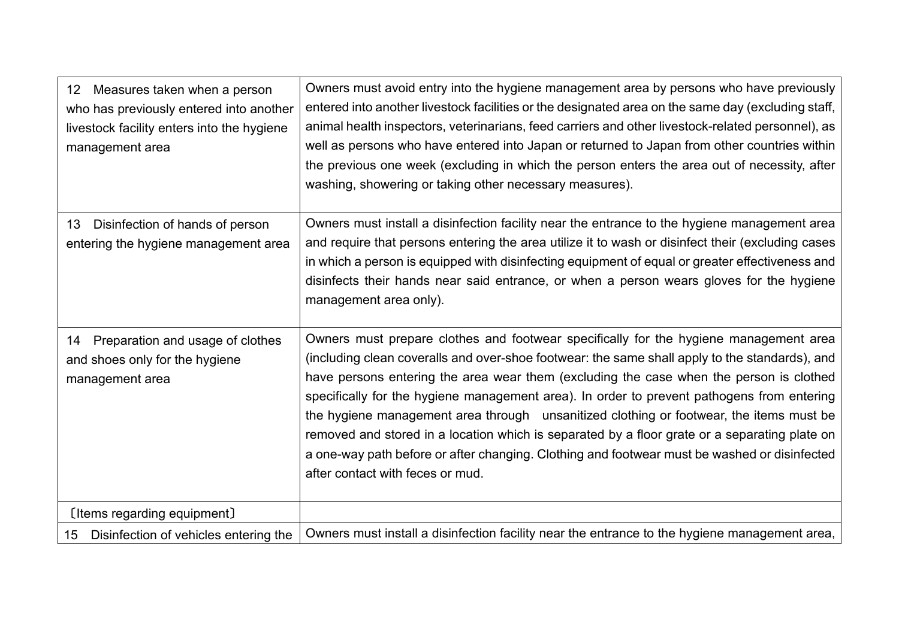| | |
|---|---|
| 12 Measures taken when a person who has previously entered into another livestock facility enters into the hygiene management area | Owners must avoid entry into the hygiene management area by persons who have previously entered into another livestock facilities or the designated area on the same day (excluding staff, animal health inspectors, veterinarians, feed carriers and other livestock-related personnel), as well as persons who have entered into Japan or returned to Japan from other countries within the previous one week (excluding in which the person enters the area out of necessity, after washing, showering or taking other necessary measures). |
| 13 Disinfection of hands of person entering the hygiene management area | Owners must install a disinfection facility near the entrance to the hygiene management area and require that persons entering the area utilize it to wash or disinfect their (excluding cases in which a person is equipped with disinfecting equipment of equal or greater effectiveness and disinfects their hands near said entrance, or when a person wears gloves for the hygiene management area only). |
| 14 Preparation and usage of clothes and shoes only for the hygiene management area | Owners must prepare clothes and footwear specifically for the hygiene management area (including clean coveralls and over-shoe footwear: the same shall apply to the standards), and have persons entering the area wear them (excluding the case when the person is clothed specifically for the hygiene management area). In order to prevent pathogens from entering the hygiene management area through unsanitized clothing or footwear, the items must be removed and stored in a location which is separated by a floor grate or a separating plate on a one-way path before or after changing. Clothing and footwear must be washed or disinfected after contact with feces or mud. |
| 〔Items regarding equipment〕 | |
| 15 Disinfection of vehicles entering the | Owners must install a disinfection facility near the entrance to the hygiene management area, |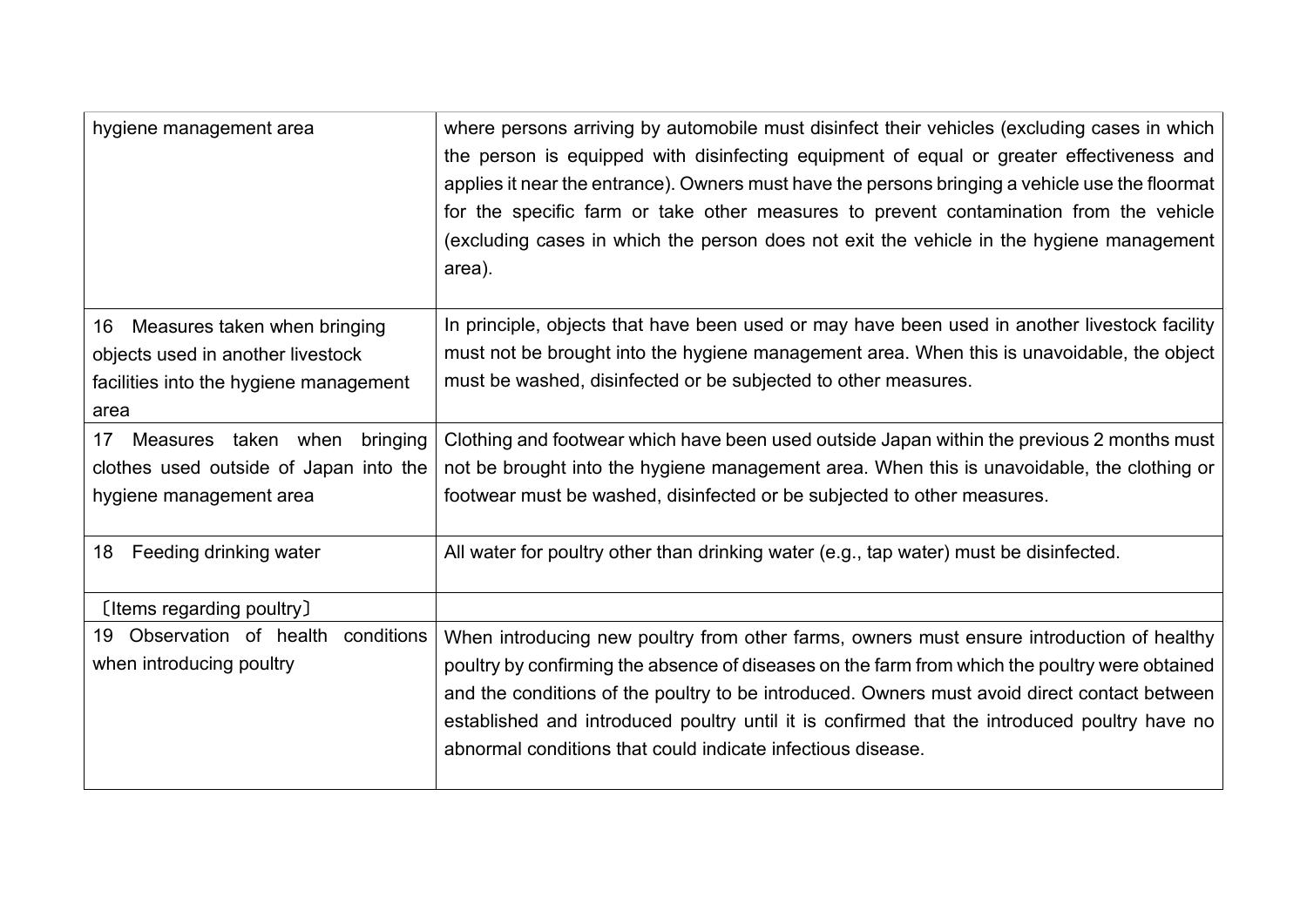| | |
|---|---|
| hygiene management area | where persons arriving by automobile must disinfect their vehicles (excluding cases in which the person is equipped with disinfecting equipment of equal or greater effectiveness and applies it near the entrance). Owners must have the persons bringing a vehicle use the floormat for the specific farm or take other measures to prevent contamination from the vehicle (excluding cases in which the person does not exit the vehicle in the hygiene management area). |
| 16 Measures taken when bringing objects used in another livestock facilities into the hygiene management area | In principle, objects that have been used or may have been used in another livestock facility must not be brought into the hygiene management area. When this is unavoidable, the object must be washed, disinfected or be subjected to other measures. |
| 17 Measures taken when bringing clothes used outside of Japan into the hygiene management area | Clothing and footwear which have been used outside Japan within the previous 2 months must not be brought into the hygiene management area. When this is unavoidable, the clothing or footwear must be washed, disinfected or be subjected to other measures. |
| 18 Feeding drinking water | All water for poultry other than drinking water (e.g., tap water) must be disinfected. |
| 〔Items regarding poultry〕 | |
| 19 Observation of health conditions when introducing poultry | When introducing new poultry from other farms, owners must ensure introduction of healthy poultry by confirming the absence of diseases on the farm from which the poultry were obtained and the conditions of the poultry to be introduced. Owners must avoid direct contact between established and introduced poultry until it is confirmed that the introduced poultry have no abnormal conditions that could indicate infectious disease. |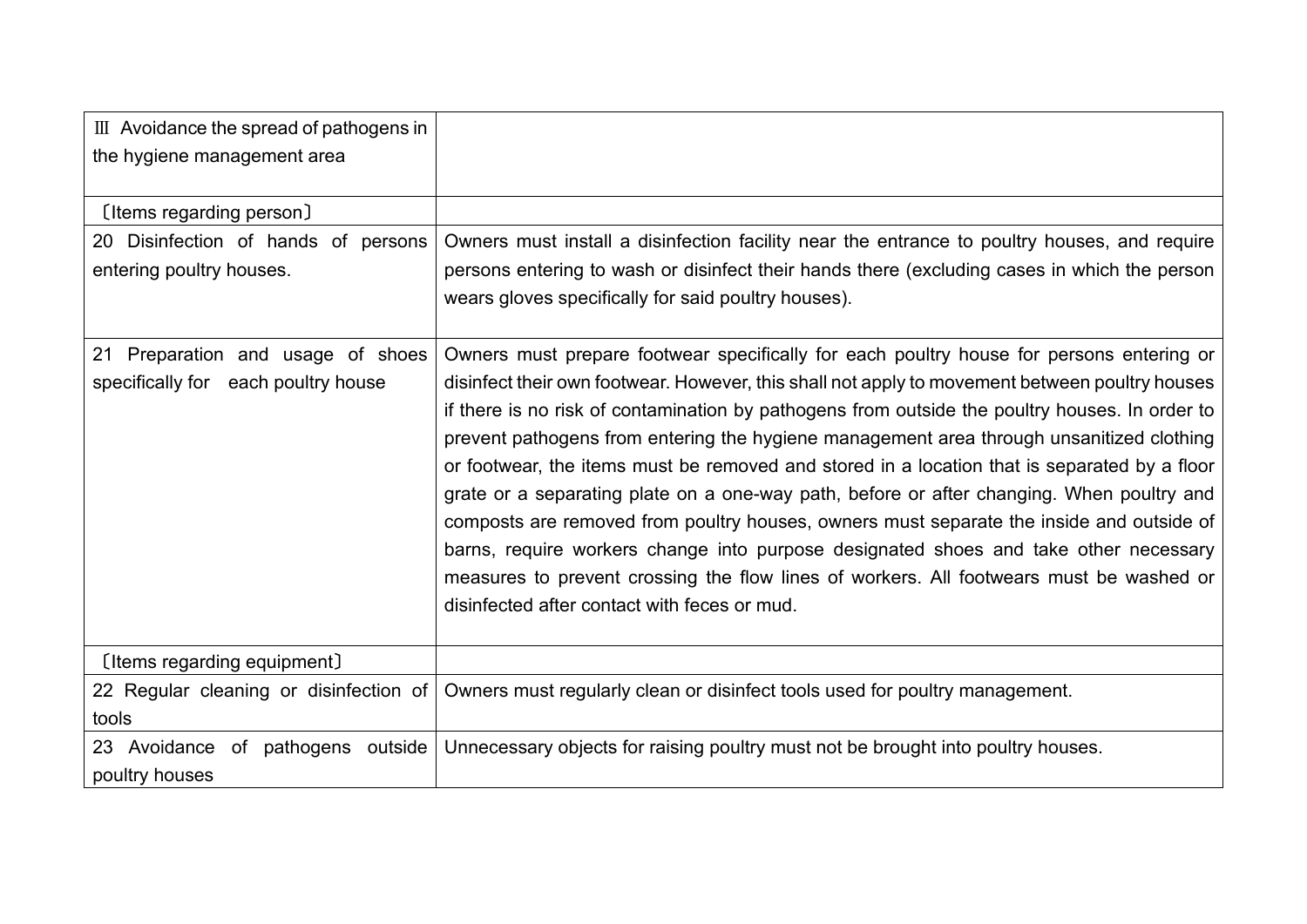| Ⅲ Avoidance the spread of pathogens in the hygiene management area | |
|---|---|
| 〔Items regarding person〕 | |
| 20 Disinfection of hands of persons entering poultry houses. | Owners must install a disinfection facility near the entrance to poultry houses, and require persons entering to wash or disinfect their hands there (excluding cases in which the person wears gloves specifically for said poultry houses). |
| 21 Preparation and usage of shoes specifically for each poultry house | Owners must prepare footwear specifically for each poultry house for persons entering or disinfect their own footwear. However, this shall not apply to movement between poultry houses if there is no risk of contamination by pathogens from outside the poultry houses. In order to prevent pathogens from entering the hygiene management area through unsanitized clothing or footwear, the items must be removed and stored in a location that is separated by a floor grate or a separating plate on a one-way path, before or after changing. When poultry and composts are removed from poultry houses, owners must separate the inside and outside of barns, require workers change into purpose designated shoes and take other necessary measures to prevent crossing the flow lines of workers. All footwears must be washed or disinfected after contact with feces or mud. |
| 〔Items regarding equipment〕 | |
| 22 Regular cleaning or disinfection of tools | Owners must regularly clean or disinfect tools used for poultry management. |
| 23 Avoidance of pathogens outside poultry houses | Unnecessary objects for raising poultry must not be brought into poultry houses. |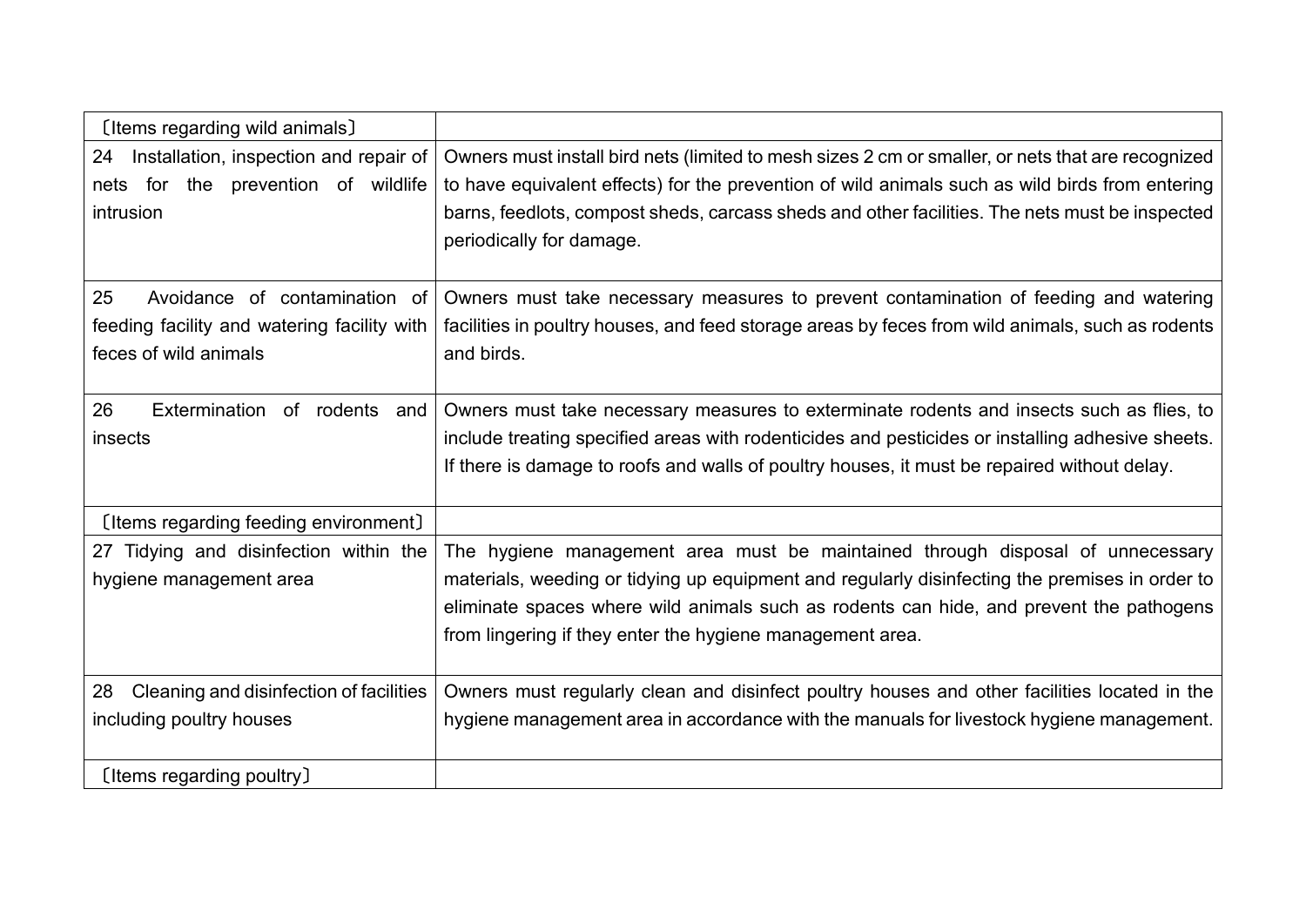| 〔Items regarding wild animals〕 | |
|---|---|
| 24 Installation, inspection and repair of nets for the prevention of wildlife intrusion | Owners must install bird nets (limited to mesh sizes 2 cm or smaller, or nets that are recognized to have equivalent effects) for the prevention of wild animals such as wild birds from entering barns, feedlots, compost sheds, carcass sheds and other facilities. The nets must be inspected periodically for damage. |
| 25 Avoidance of contamination of feeding facility and watering facility with feces of wild animals | Owners must take necessary measures to prevent contamination of feeding and watering facilities in poultry houses, and feed storage areas by feces from wild animals, such as rodents and birds. |
| 26 Extermination of rodents and insects | Owners must take necessary measures to exterminate rodents and insects such as flies, to include treating specified areas with rodenticides and pesticides or installing adhesive sheets. If there is damage to roofs and walls of poultry houses, it must be repaired without delay. |
| 〔Items regarding feeding environment〕 | |
| 27 Tidying and disinfection within the hygiene management area | The hygiene management area must be maintained through disposal of unnecessary materials, weeding or tidying up equipment and regularly disinfecting the premises in order to eliminate spaces where wild animals such as rodents can hide, and prevent the pathogens from lingering if they enter the hygiene management area. |
| 28 Cleaning and disinfection of facilities including poultry houses | Owners must regularly clean and disinfect poultry houses and other facilities located in the hygiene management area in accordance with the manuals for livestock hygiene management. |
| 〔Items regarding poultry〕 | |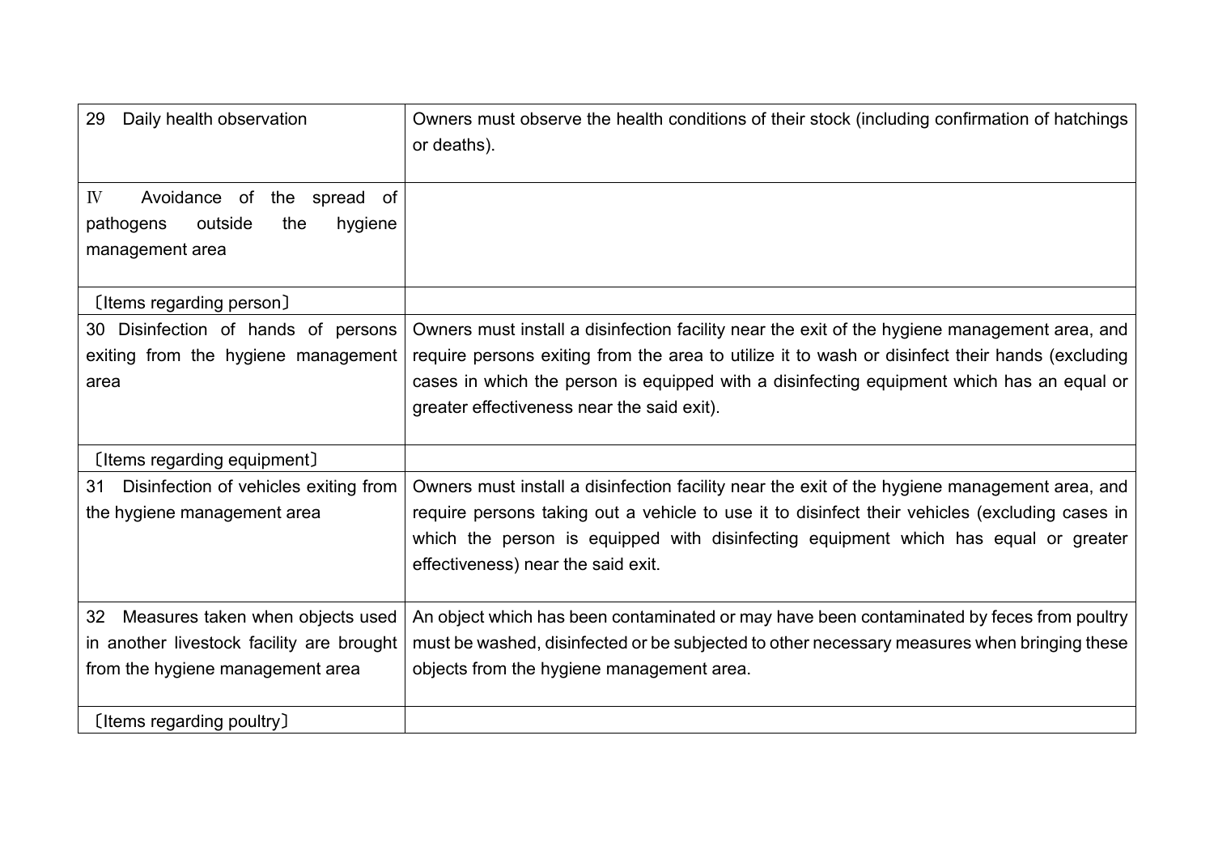| | |
|---|---|
| 29 Daily health observation | Owners must observe the health conditions of their stock (including confirmation of hatchings or deaths). |
| Ⅳ Avoidance of the spread of pathogens outside the hygiene management area | |
| 〔Items regarding person〕 | |
| 30 Disinfection of hands of persons exiting from the hygiene management area | Owners must install a disinfection facility near the exit of the hygiene management area, and require persons exiting from the area to utilize it to wash or disinfect their hands (excluding cases in which the person is equipped with a disinfecting equipment which has an equal or greater effectiveness near the said exit). |
| 〔Items regarding equipment〕 | |
| 31 Disinfection of vehicles exiting from the hygiene management area | Owners must install a disinfection facility near the exit of the hygiene management area, and require persons taking out a vehicle to use it to disinfect their vehicles (excluding cases in which the person is equipped with disinfecting equipment which has equal or greater effectiveness) near the said exit. |
| 32 Measures taken when objects used in another livestock facility are brought from the hygiene management area | An object which has been contaminated or may have been contaminated by feces from poultry must be washed, disinfected or be subjected to other necessary measures when bringing these objects from the hygiene management area. |
| 〔Items regarding poultry〕 | |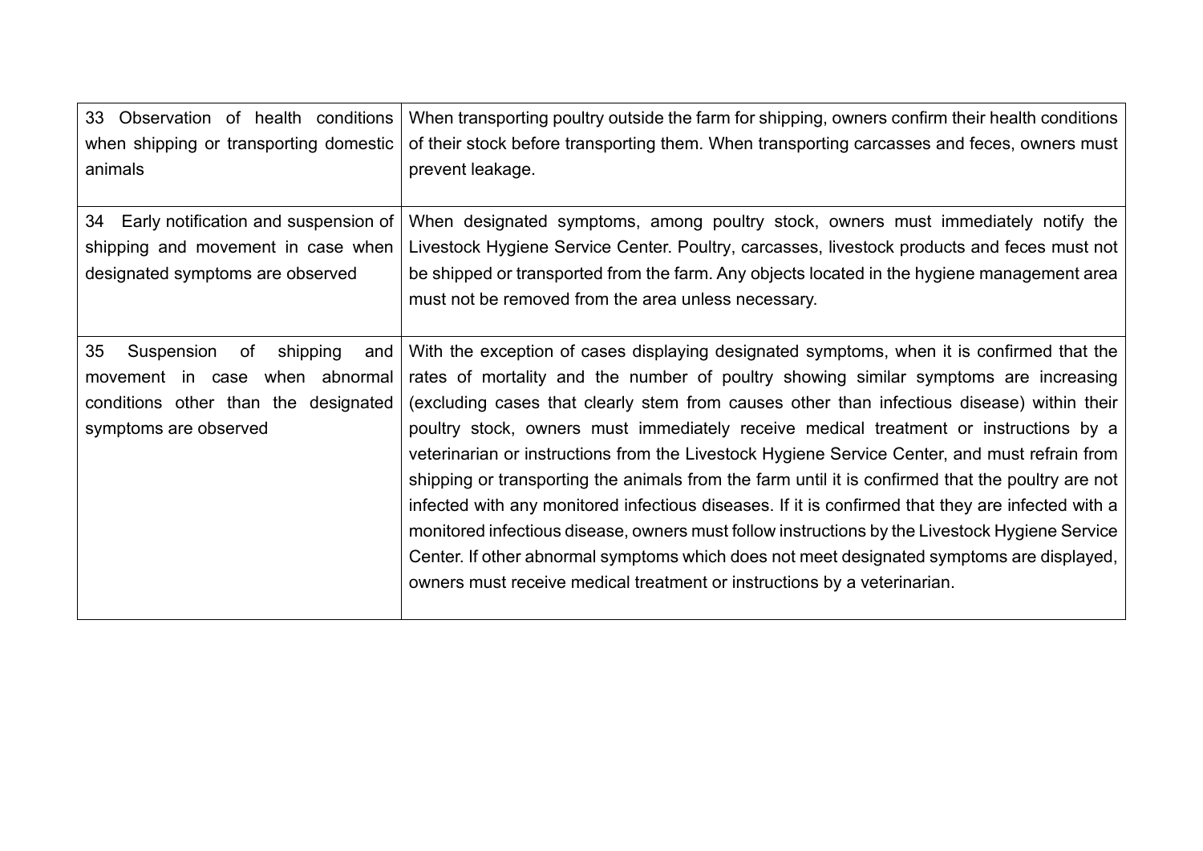| | |
|---|---|
| 33 Observation of health conditions when shipping or transporting domestic animals | When transporting poultry outside the farm for shipping, owners confirm their health conditions of their stock before transporting them. When transporting carcasses and feces, owners must prevent leakage. |
| 34 Early notification and suspension of shipping and movement in case when designated symptoms are observed | When designated symptoms, among poultry stock, owners must immediately notify the Livestock Hygiene Service Center. Poultry, carcasses, livestock products and feces must not be shipped or transported from the farm. Any objects located in the hygiene management area must not be removed from the area unless necessary. |
| 35 Suspension of shipping and movement in case when abnormal conditions other than the designated symptoms are observed | With the exception of cases displaying designated symptoms, when it is confirmed that the rates of mortality and the number of poultry showing similar symptoms are increasing (excluding cases that clearly stem from causes other than infectious disease) within their poultry stock, owners must immediately receive medical treatment or instructions by a veterinarian or instructions from the Livestock Hygiene Service Center, and must refrain from shipping or transporting the animals from the farm until it is confirmed that the poultry are not infected with any monitored infectious diseases. If it is confirmed that they are infected with a monitored infectious disease, owners must follow instructions by the Livestock Hygiene Service Center. If other abnormal symptoms which does not meet designated symptoms are displayed, owners must receive medical treatment or instructions by a veterinarian. |